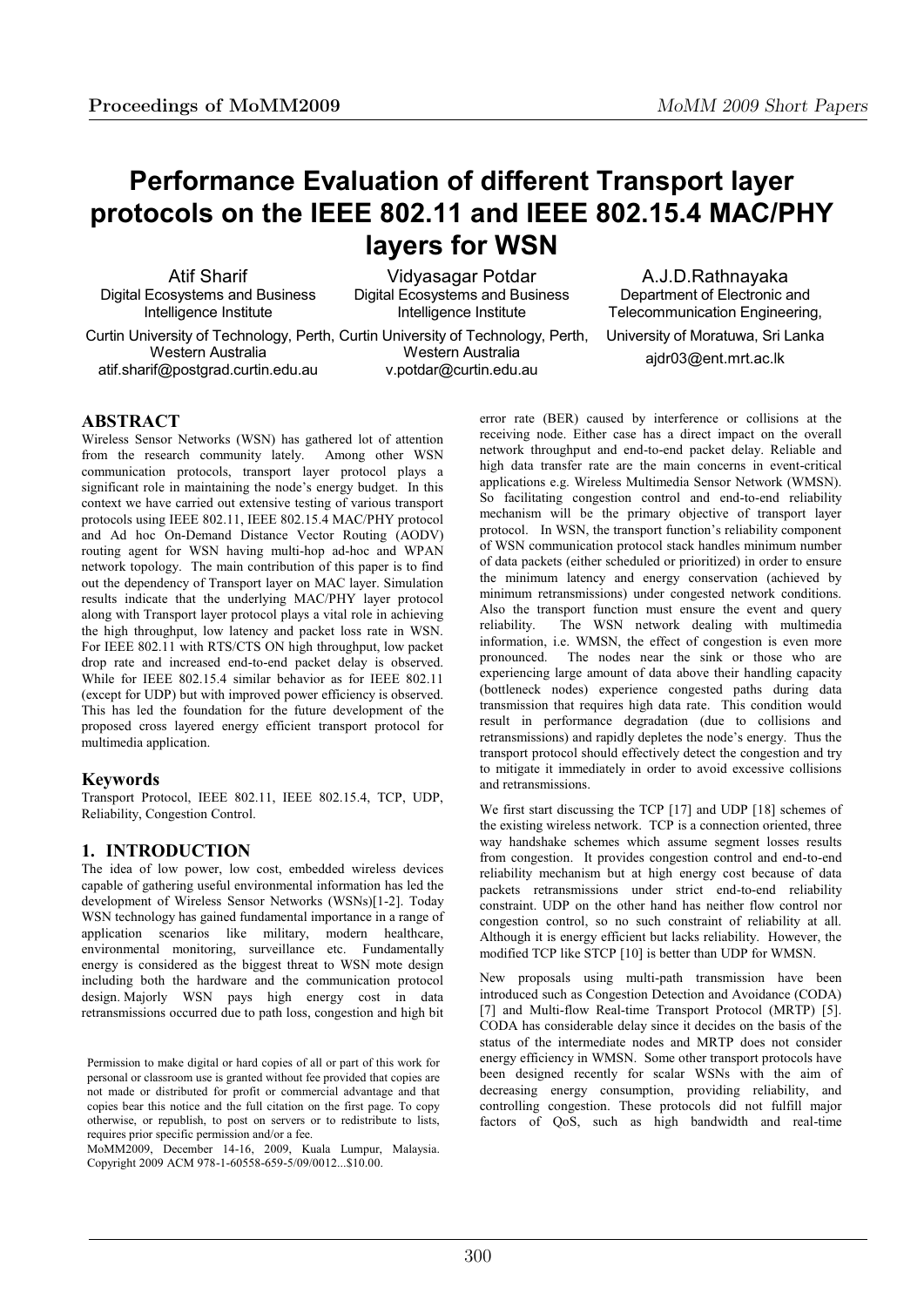# Performance Evaluation of different Transport layer protocols on the IEEE 802.11 and IEEE 802.15.4 MAC/PHY layers for WSN

Atif Sharif
Digital Ecosystems and Business Intelligence Institute
Curtin University of Technology, Perth, Western Australia
atif.sharif@postgrad.curtin.edu.au

Vidyasagar Potdar
Digital Ecosystems and Business Intelligence Institute
Curtin University of Technology, Perth, Western Australia
v.potdar@curtin.edu.au

A.J.D.Rathnayaka
Department of Electronic and Telecommunication Engineering,
University of Moratuwa, Sri Lanka
ajdr03@ent.mrt.ac.lk

## ABSTRACT

Wireless Sensor Networks (WSN) has gathered lot of attention from the research community lately. Among other WSN communication protocols, transport layer protocol plays a significant role in maintaining the node's energy budget. In this context we have carried out extensive testing of various transport protocols using IEEE 802.11, IEEE 802.15.4 MAC/PHY protocol and Ad hoc On-Demand Distance Vector Routing (AODV) routing agent for WSN having multi-hop ad-hoc and WPAN network topology. The main contribution of this paper is to find out the dependency of Transport layer on MAC layer. Simulation results indicate that the underlying MAC/PHY layer protocol along with Transport layer protocol plays a vital role in achieving the high throughput, low latency and packet loss rate in WSN. For IEEE 802.11 with RTS/CTS ON high throughput, low packet drop rate and increased end-to-end packet delay is observed. While for IEEE 802.15.4 similar behavior as for IEEE 802.11 (except for UDP) but with improved power efficiency is observed. This has led the foundation for the future development of the proposed cross layered energy efficient transport protocol for multimedia application.

## Keywords

Transport Protocol, IEEE 802.11, IEEE 802.15.4, TCP, UDP, Reliability, Congestion Control.

## 1. INTRODUCTION

The idea of low power, low cost, embedded wireless devices capable of gathering useful environmental information has led the development of Wireless Sensor Networks (WSNs)[1-2]. Today WSN technology has gained fundamental importance in a range of application scenarios like military, modern healthcare, environmental monitoring, surveillance etc. Fundamentally energy is considered as the biggest threat to WSN mote design including both the hardware and the communication protocol design. Majorly WSN pays high energy cost in data retransmissions occurred due to path loss, congestion and high bit error rate (BER) caused by interference or collisions at the receiving node. Either case has a direct impact on the overall network throughput and end-to-end packet delay. Reliable and high data transfer rate are the main concerns in event-critical applications e.g. Wireless Multimedia Sensor Network (WMSN). So facilitating congestion control and end-to-end reliability mechanism will be the primary objective of transport layer protocol. In WSN, the transport function's reliability component of WSN communication protocol stack handles minimum number of data packets (either scheduled or prioritized) in order to ensure the minimum latency and energy conservation (achieved by minimum retransmissions) under congested network conditions. Also the transport function must ensure the event and query reliability. The WSN network dealing with multimedia information, i.e. WMSN, the effect of congestion is even more pronounced. The nodes near the sink or those who are experiencing large amount of data above their handling capacity (bottleneck nodes) experience congested paths during data transmission that requires high data rate. This condition would result in performance degradation (due to collisions and retransmissions) and rapidly depletes the node's energy. Thus the transport protocol should effectively detect the congestion and try to mitigate it immediately in order to avoid excessive collisions and retransmissions.

We first start discussing the TCP [17] and UDP [18] schemes of the existing wireless network. TCP is a connection oriented, three way handshake schemes which assume segment losses results from congestion. It provides congestion control and end-to-end reliability mechanism but at high energy cost because of data packets retransmissions under strict end-to-end reliability constraint. UDP on the other hand has neither flow control nor congestion control, so no such constraint of reliability at all. Although it is energy efficient but lacks reliability. However, the modified TCP like STCP [10] is better than UDP for WMSN.

New proposals using multi-path transmission have been introduced such as Congestion Detection and Avoidance (CODA) [7] and Multi-flow Real-time Transport Protocol (MRTP) [5]. CODA has considerable delay since it decides on the basis of the status of the intermediate nodes and MRTP does not consider energy efficiency in WMSN. Some other transport protocols have been designed recently for scalar WSNs with the aim of decreasing energy consumption, providing reliability, and controlling congestion. These protocols did not fulfill major factors of QoS, such as high bandwidth and real-time

Permission to make digital or hard copies of all or part of this work for personal or classroom use is granted without fee provided that copies are not made or distributed for profit or commercial advantage and that copies bear this notice and the full citation on the first page. To copy otherwise, or republish, to post on servers or to redistribute to lists, requires prior specific permission and/or a fee.
MoMM2009, December 14-16, 2009, Kuala Lumpur, Malaysia.
Copyright 2009 ACM 978-1-60558-659-5/09/0012...$10.00.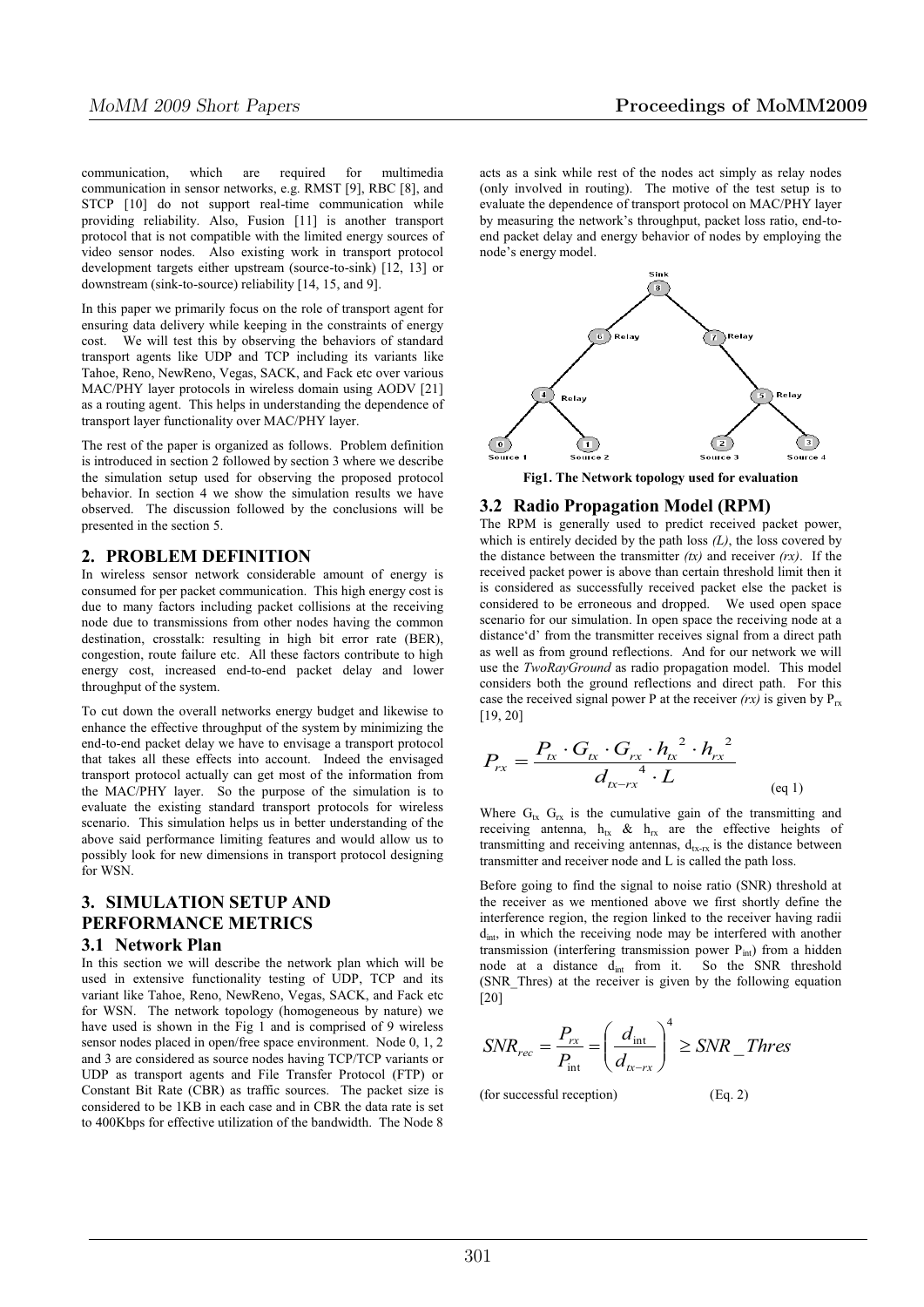communication, which are required for multimedia communication in sensor networks, e.g. RMST [9], RBC [8], and STCP [10] do not support real-time communication while providing reliability. Also, Fusion [11] is another transport protocol that is not compatible with the limited energy sources of video sensor nodes. Also existing work in transport protocol development targets either upstream (source-to-sink) [12, 13] or downstream (sink-to-source) reliability [14, 15, and 9].

In this paper we primarily focus on the role of transport agent for ensuring data delivery while keeping in the constraints of energy cost. We will test this by observing the behaviors of standard transport agents like UDP and TCP including its variants like Tahoe, Reno, NewReno, Vegas, SACK, and Fack etc over various MAC/PHY layer protocols in wireless domain using AODV [21] as a routing agent. This helps in understanding the dependence of transport layer functionality over MAC/PHY layer.

The rest of the paper is organized as follows. Problem definition is introduced in section 2 followed by section 3 where we describe the simulation setup used for observing the proposed protocol behavior. In section 4 we show the simulation results we have observed. The discussion followed by the conclusions will be presented in the section 5.

## 2. PROBLEM DEFINITION

In wireless sensor network considerable amount of energy is consumed for per packet communication. This high energy cost is due to many factors including packet collisions at the receiving node due to transmissions from other nodes having the common destination, crosstalk: resulting in high bit error rate (BER), congestion, route failure etc. All these factors contribute to high energy cost, increased end-to-end packet delay and lower throughput of the system.

To cut down the overall networks energy budget and likewise to enhance the effective throughput of the system by minimizing the end-to-end packet delay we have to envisage a transport protocol that takes all these effects into account. Indeed the envisaged transport protocol actually can get most of the information from the MAC/PHY layer. So the purpose of the simulation is to evaluate the existing standard transport protocols for wireless scenario. This simulation helps us in better understanding of the above said performance limiting features and would allow us to possibly look for new dimensions in transport protocol designing for WSN.

## 3. SIMULATION SETUP AND PERFORMANCE METRICS

### 3.1 Network Plan

In this section we will describe the network plan which will be used in extensive functionality testing of UDP, TCP and its variant like Tahoe, Reno, NewReno, Vegas, SACK, and Fack etc for WSN. The network topology (homogeneous by nature) we have used is shown in the Fig 1 and is comprised of 9 wireless sensor nodes placed in open/free space environment. Node 0, 1, 2 and 3 are considered as source nodes having TCP/TCP variants or UDP as transport agents and File Transfer Protocol (FTP) or Constant Bit Rate (CBR) as traffic sources. The packet size is considered to be 1KB in each case and in CBR the data rate is set to 400Kbps for effective utilization of the bandwidth. The Node 8 acts as a sink while rest of the nodes act simply as relay nodes (only involved in routing). The motive of the test setup is to evaluate the dependence of transport protocol on MAC/PHY layer by measuring the network's throughput, packet loss ratio, end-to-end packet delay and energy behavior of nodes by employing the node's energy model.

**Fig1. The Network topology used for evaluation**

### 3.2 Radio Propagation Model (RPM)

The RPM is generally used to predict received packet power, which is entirely decided by the path loss *(L)*, the loss covered by the distance between the transmitter *(tx)* and receiver *(rx)*. If the received packet power is above than certain threshold limit then it is considered as successfully received packet else the packet is considered to be erroneous and dropped. We used open space scenario for our simulation. In open space the receiving node at a distance'd' from the transmitter receives signal from a direct path as well as from ground reflections. And for our network we will use the *TwoRayGround* as radio propagation model. This model considers both the ground reflections and direct path. For this case the received signal power P at the receiver *(rx)* is given by $P_{rx}$ [19, 20]

$$P_{rx} = \frac{P_{tx} \cdot G_{tx} \cdot G_{rx} \cdot h_{tx}^{\ 2} \cdot h_{rx}^{\ 2}}{d_{tx-rx}^{\ 4} \cdot L} \qquad \text{(eq 1)}$$

Where $G_{tx}$ $G_{rx}$ is the cumulative gain of the transmitting and receiving antenna, $h_{tx}$ & $h_{rx}$ are the effective heights of transmitting and receiving antennas, $d_{tx-rx}$ is the distance between transmitter and receiver node and L is called the path loss.

Before going to find the signal to noise ratio (SNR) threshold at the receiver as we mentioned above we first shortly define the interference region, the region linked to the receiver having radii $d_{int}$, in which the receiving node may be interfered with another transmission (interfering transmission power $P_{int}$) from a hidden node at a distance $d_{int}$ from it. So the SNR threshold (SNR_Thres) at the receiver is given by the following equation [20]

$$SNR_{rec} = \frac{P_{rx}}{P_{int}} = \left(\frac{d_{int}}{d_{tx-rx}}\right)^4 \geq SNR\_Thres$$

(for successful reception) (Eq. 2)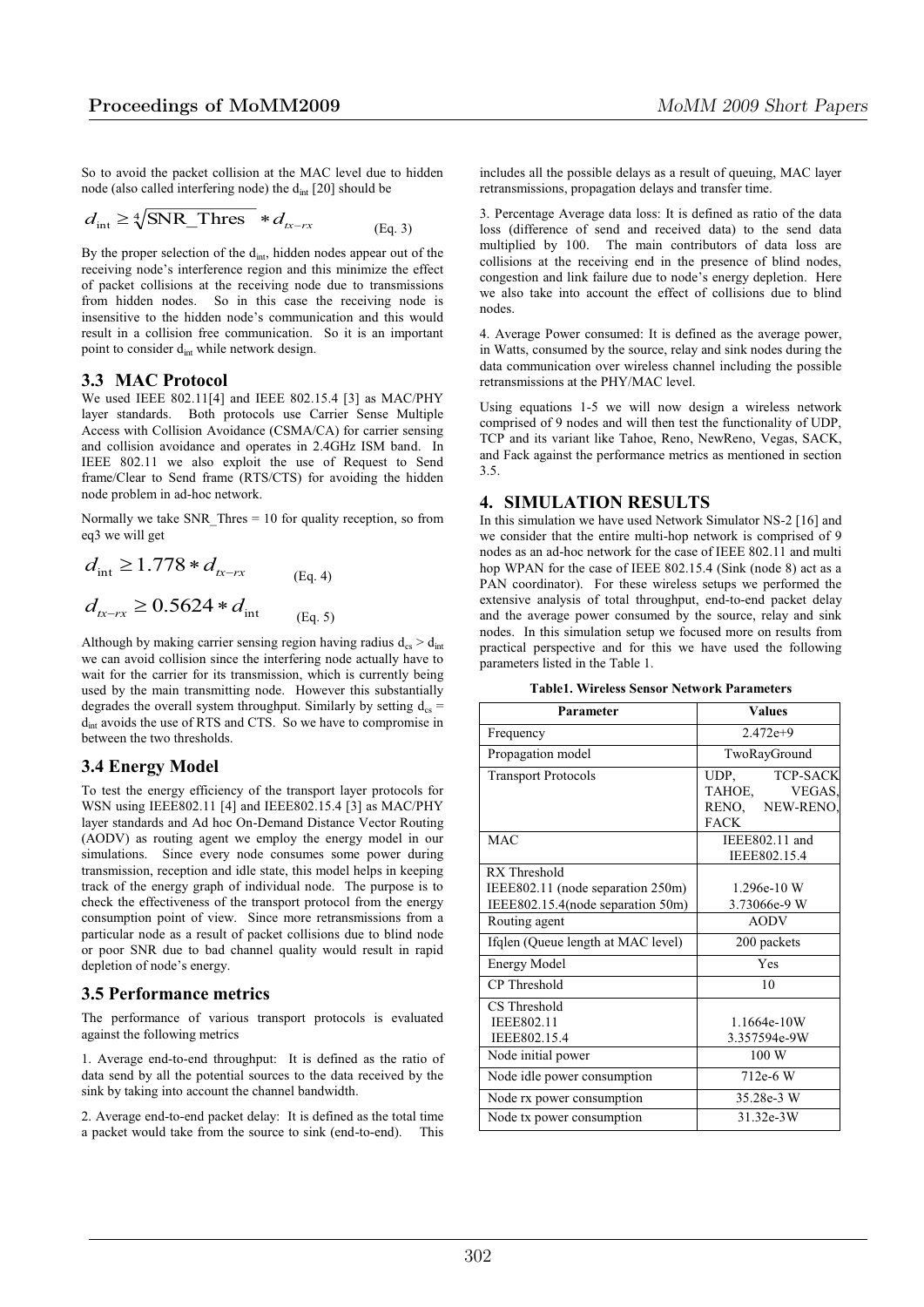So to avoid the packet collision at the MAC level due to hidden node (also called interfering node) the $d_{int}$ [20] should be

$$d_{\text{int}} \geq \sqrt[4]{\text{SNR\_Thres}} * d_{tx-rx} \quad \text{(Eq. 3)}$$

By the proper selection of the $d_{int}$, hidden nodes appear out of the receiving node's interference region and this minimize the effect of packet collisions at the receiving node due to transmissions from hidden nodes. So in this case the receiving node is insensitive to the hidden node's communication and this would result in a collision free communication. So it is an important point to consider $d_{int}$ while network design.

### 3.3 MAC Protocol

We used IEEE 802.11[4] and IEEE 802.15.4 [3] as MAC/PHY layer standards. Both protocols use Carrier Sense Multiple Access with Collision Avoidance (CSMA/CA) for carrier sensing and collision avoidance and operates in 2.4GHz ISM band. In IEEE 802.11 we also exploit the use of Request to Send frame/Clear to Send frame (RTS/CTS) for avoiding the hidden node problem in ad-hoc network.

Normally we take SNR_Thres = 10 for quality reception, so from eq3 we will get

$$d_{\text{int}} \geq 1.778 * d_{tx-rx} \quad \text{(Eq. 4)}$$

$$d_{tx-rx} \geq 0.5624 * d_{\text{int}} \quad \text{(Eq. 5)}$$

Although by making carrier sensing region having radius $d_{cs} > d_{int}$ we can avoid collision since the interfering node actually have to wait for the carrier for its transmission, which is currently being used by the main transmitting node. However this substantially degrades the overall system throughput. Similarly by setting $d_{cs} = d_{int}$ avoids the use of RTS and CTS. So we have to compromise in between the two thresholds.

### 3.4 Energy Model

To test the energy efficiency of the transport layer protocols for WSN using IEEE802.11 [4] and IEEE802.15.4 [3] as MAC/PHY layer standards and Ad hoc On-Demand Distance Vector Routing (AODV) as routing agent we employ the energy model in our simulations. Since every node consumes some power during transmission, reception and idle state, this model helps in keeping track of the energy graph of individual node. The purpose is to check the effectiveness of the transport protocol from the energy consumption point of view. Since more retransmissions from a particular node as a result of packet collisions due to blind node or poor SNR due to bad channel quality would result in rapid depletion of node's energy.

### 3.5 Performance metrics

The performance of various transport protocols is evaluated against the following metrics

1. Average end-to-end throughput: It is defined as the ratio of data send by all the potential sources to the data received by the sink by taking into account the channel bandwidth.

2. Average end-to-end packet delay: It is defined as the total time a packet would take from the source to sink (end-to-end). This includes all the possible delays as a result of queuing, MAC layer retransmissions, propagation delays and transfer time.

3. Percentage Average data loss: It is defined as ratio of the data loss (difference of send and received data) to the send data multiplied by 100. The main contributors of data loss are collisions at the receiving end in the presence of blind nodes, congestion and link failure due to node's energy depletion. Here we also take into account the effect of collisions due to blind nodes.

4. Average Power consumed: It is defined as the average power, in Watts, consumed by the source, relay and sink nodes during the data communication over wireless channel including the possible retransmissions at the PHY/MAC level.

Using equations 1-5 we will now design a wireless network comprised of 9 nodes and will then test the functionality of UDP, TCP and its variant like Tahoe, Reno, NewReno, Vegas, SACK, and Fack against the performance metrics as mentioned in section 3.5.

## 4. SIMULATION RESULTS

In this simulation we have used Network Simulator NS-2 [16] and we consider that the entire multi-hop network is comprised of 9 nodes as an ad-hoc network for the case of IEEE 802.11 and multi hop WPAN for the case of IEEE 802.15.4 (Sink (node 8) act as a PAN coordinator). For these wireless setups we performed the extensive analysis of total throughput, end-to-end packet delay and the average power consumed by the source, relay and sink nodes. In this simulation setup we focused more on results from practical perspective and for this we have used the following parameters listed in the Table 1.

**Table1. Wireless Sensor Network Parameters**

| Parameter | Values |
|---|---|
| Frequency | 2.472e+9 |
| Propagation model | TwoRayGround |
| Transport Protocols | UDP, TCP-SACK TAHOE, VEGAS, RENO, NEW-RENO, FACK |
| MAC | IEEE802.11 and IEEE802.15.4 |
| RX Threshold<br>IEEE802.11 (node separation 250m)<br>IEEE802.15.4(node separation 50m) | <br>1.296e-10 W<br>3.73066e-9 W |
| Routing agent | AODV |
| Ifqlen (Queue length at MAC level) | 200 packets |
| Energy Model | Yes |
| CP Threshold | 10 |
| CS Threshold<br>IEEE802.11<br>IEEE802.15.4 | <br>1.1664e-10W<br>3.357594e-9W |
| Node initial power | 100 W |
| Node idle power consumption | 712e-6 W |
| Node rx power consumption | 35.28e-3 W |
| Node tx power consumption | 31.32e-3W |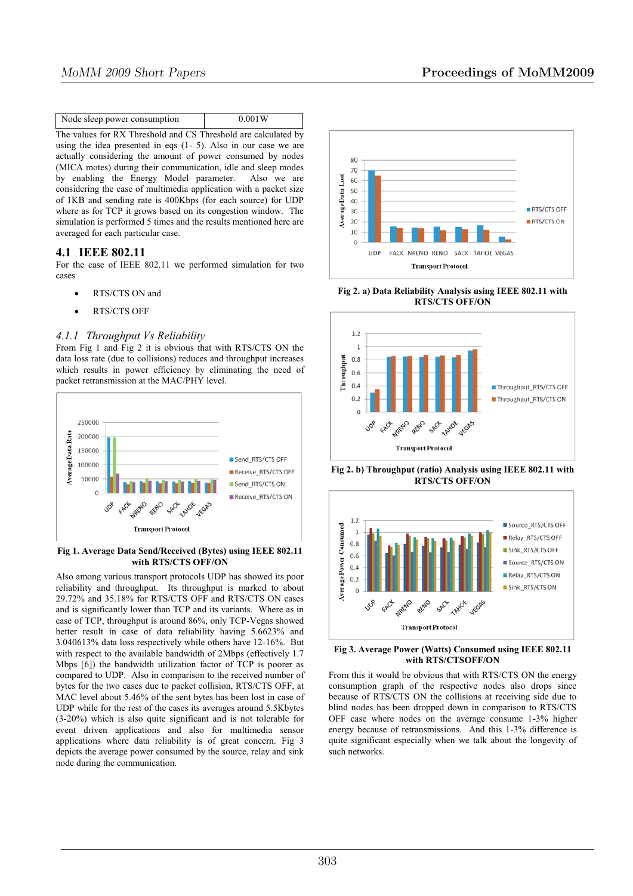| Node sleep power consumption | 0.001W |
|---|---|

The values for RX Threshold and CS Threshold are calculated by using the idea presented in eqs (1- 5). Also in our case we are actually considering the amount of power consumed by nodes (MICA motes) during their communication, idle and sleep modes by enabling the Energy Model parameter. Also we are considering the case of multimedia application with a packet size of 1KB and sending rate is 400Kbps (for each source) for UDP where as for TCP it grows based on its congestion window. The simulation is performed 5 times and the results mentioned here are averaged for each particular case.

## 4.1 IEEE 802.11

For the case of IEEE 802.11 we performed simulation for two cases

- RTS/CTS ON and
- RTS/CTS OFF

### *4.1.1 Throughput Vs Reliability*

From Fig 1 and Fig 2 it is obvious that with RTS/CTS ON the data loss rate (due to collisions) reduces and throughput increases which results in power efficiency by eliminating the need of packet retransmission at the MAC/PHY level.

**Fig 1. Average Data Send/Received (Bytes) using IEEE 802.11 with RTS/CTS OFF/ON**

Also among various transport protocols UDP has showed its poor reliability and throughput. Its throughput is marked to about 29.72% and 35.18% for RTS/CTS OFF and RTS/CTS ON cases and is significantly lower than TCP and its variants. Where as in case of TCP, throughput is around 86%, only TCP-Vegas showed better result in case of data reliability having 5.6623% and 3.040613% data loss respectively while others have 12-16%. But with respect to the available bandwidth of 2Mbps (effectively 1.7 Mbps [6]) the bandwidth utilization factor of TCP is poorer as compared to UDP. Also in comparison to the received number of bytes for the two cases due to packet collision, RTS/CTS OFF, at MAC level about 5.46% of the sent bytes has been lost in case of UDP while for the rest of the cases its averages around 5.5Kbytes (3-20%) which is also quite significant and is not tolerable for event driven applications and also for multimedia sensor applications where data reliability is of great concern. Fig 3 depicts the average power consumed by the source, relay and sink node during the communication.

**Fig 2. a) Data Reliability Analysis using IEEE 802.11 with RTS/CTS OFF/ON**

**Fig 2. b) Throughput (ratio) Analysis using IEEE 802.11 with RTS/CTS OFF/ON**

**Fig 3. Average Power (Watts) Consumed using IEEE 802.11 with RTS/CTSOFF/ON**

From this it would be obvious that with RTS/CTS ON the energy consumption graph of the respective nodes also drops since because of RTS/CTS ON the collisions at receiving side due to blind nodes has been dropped down in comparison to RTS/CTS OFF case where nodes on the average consume 1-3% higher energy because of retransmissions. And this 1-3% difference is quite significant especially when we talk about the longevity of such networks.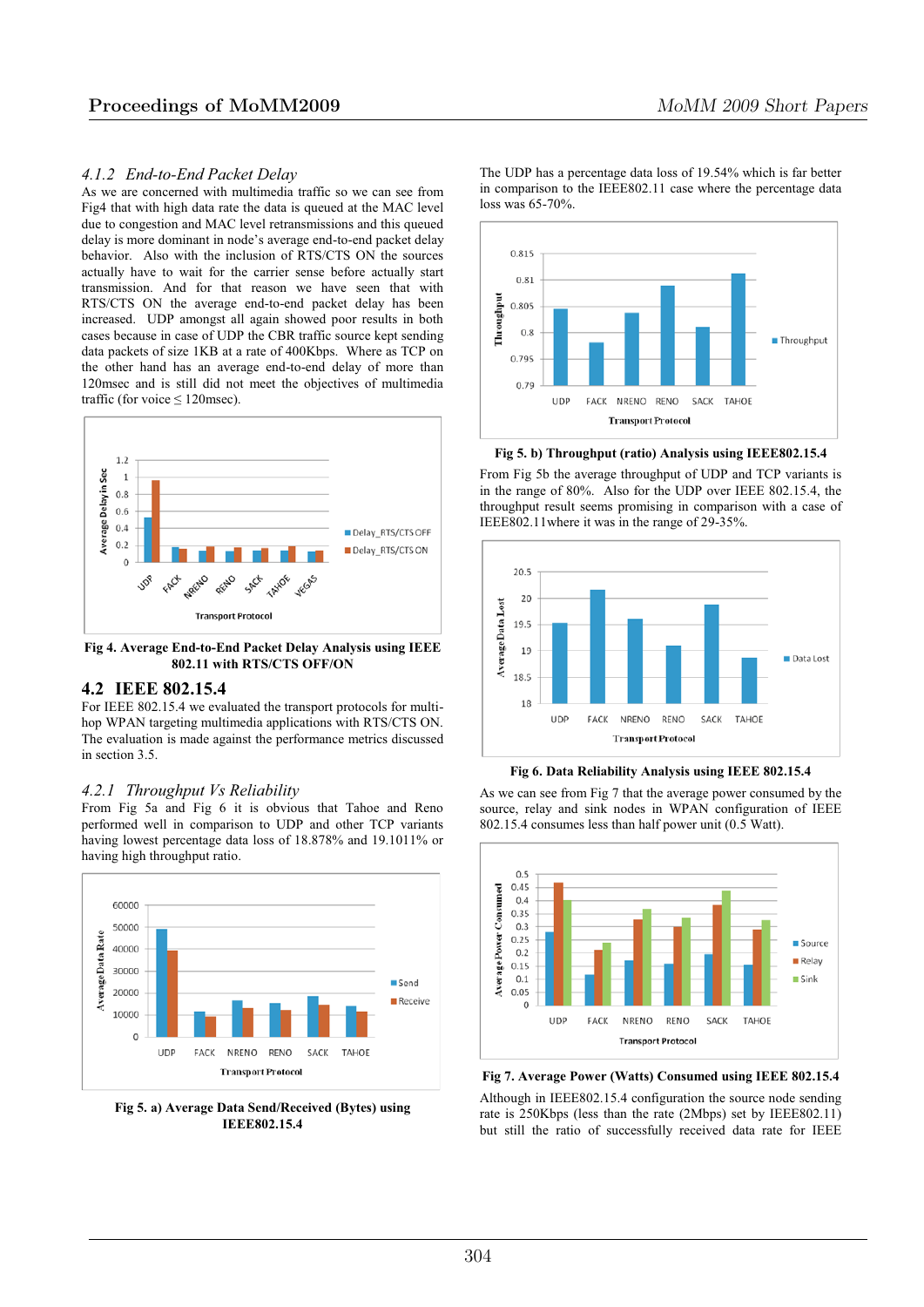### 4.1.2 *End-to-End Packet Delay*

As we are concerned with multimedia traffic so we can see from Fig4 that with high data rate the data is queued at the MAC level due to congestion and MAC level retransmissions and this queued delay is more dominant in node's average end-to-end packet delay behavior. Also with the inclusion of RTS/CTS ON the sources actually have to wait for the carrier sense before actually start transmission. And for that reason we have seen that with RTS/CTS ON the average end-to-end packet delay has been increased. UDP amongst all again showed poor results in both cases because in case of UDP the CBR traffic source kept sending data packets of size 1KB at a rate of 400Kbps. Where as TCP on the other hand has an average end-to-end delay of more than 120msec and is still did not meet the objectives of multimedia traffic (for voice ≤ 120msec).

**Fig 4. Average End-to-End Packet Delay Analysis using IEEE 802.11 with RTS/CTS OFF/ON**

## 4.2 IEEE 802.15.4

For IEEE 802.15.4 we evaluated the transport protocols for multi-hop WPAN targeting multimedia applications with RTS/CTS ON. The evaluation is made against the performance metrics discussed in section 3.5.

### 4.2.1 *Throughput Vs Reliability*

From Fig 5a and Fig 6 it is obvious that Tahoe and Reno performed well in comparison to UDP and other TCP variants having lowest percentage data loss of 18.878% and 19.1011% or having high throughput ratio.

**Fig 5. a) Average Data Send/Received (Bytes) using IEEE802.15.4**

The UDP has a percentage data loss of 19.54% which is far better in comparison to the IEEE802.11 case where the percentage data loss was 65-70%.

**Fig 5. b) Throughput (ratio) Analysis using IEEE802.15.4**

From Fig 5b the average throughput of UDP and TCP variants is in the range of 80%. Also for the UDP over IEEE 802.15.4, the throughput result seems promising in comparison with a case of IEEE802.11where it was in the range of 29-35%.

**Fig 6. Data Reliability Analysis using IEEE 802.15.4**

As we can see from Fig 7 that the average power consumed by the source, relay and sink nodes in WPAN configuration of IEEE 802.15.4 consumes less than half power unit (0.5 Watt).

**Fig 7. Average Power (Watts) Consumed using IEEE 802.15.4**

Although in IEEE802.15.4 configuration the source node sending rate is 250Kbps (less than the rate (2Mbps) set by IEEE802.11) but still the ratio of successfully received data rate for IEEE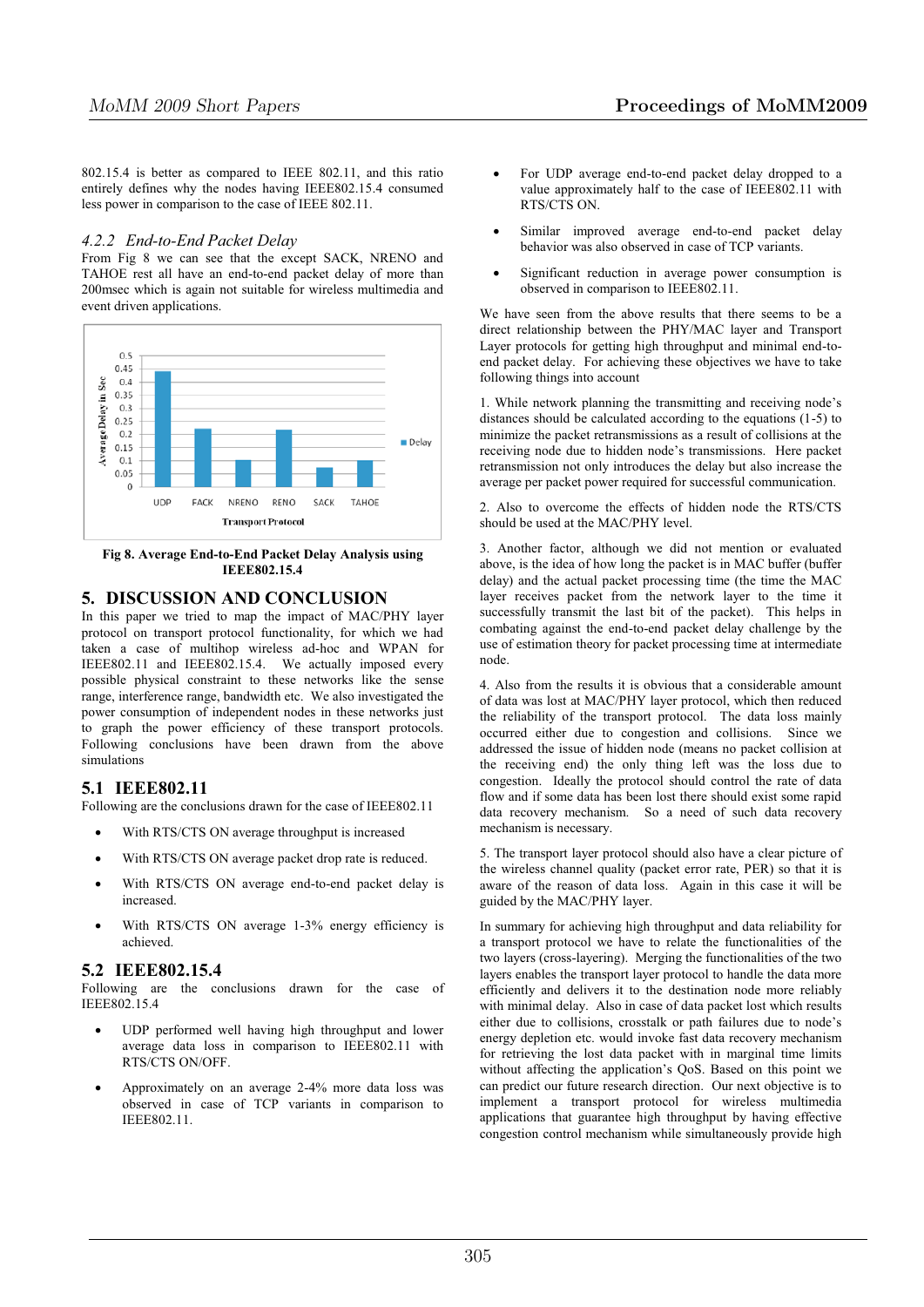802.15.4 is better as compared to IEEE 802.11, and this ratio entirely defines why the nodes having IEEE802.15.4 consumed less power in comparison to the case of IEEE 802.11.

### *4.2.2 End-to-End Packet Delay*

From Fig 8 we can see that the except SACK, NRENO and TAHOE rest all have an end-to-end packet delay of more than 200msec which is again not suitable for wireless multimedia and event driven applications.

**Fig 8. Average End-to-End Packet Delay Analysis using IEEE802.15.4**

## 5. DISCUSSION AND CONCLUSION

In this paper we tried to map the impact of MAC/PHY layer protocol on transport protocol functionality, for which we had taken a case of multihop wireless ad-hoc and WPAN for IEEE802.11 and IEEE802.15.4. We actually imposed every possible physical constraint to these networks like the sense range, interference range, bandwidth etc. We also investigated the power consumption of independent nodes in these networks just to graph the power efficiency of these transport protocols. Following conclusions have been drawn from the above simulations

### 5.1 IEEE802.11

Following are the conclusions drawn for the case of IEEE802.11

- With RTS/CTS ON average throughput is increased
- With RTS/CTS ON average packet drop rate is reduced.
- With RTS/CTS ON average end-to-end packet delay is increased.
- With RTS/CTS ON average 1-3% energy efficiency is achieved.

### 5.2 IEEE802.15.4

Following are the conclusions drawn for the case of IEEE802.15.4

- UDP performed well having high throughput and lower average data loss in comparison to IEEE802.11 with RTS/CTS ON/OFF.
- Approximately on an average 2-4% more data loss was observed in case of TCP variants in comparison to IEEE802.11.
- For UDP average end-to-end packet delay dropped to a value approximately half to the case of IEEE802.11 with RTS/CTS ON.
- Similar improved average end-to-end packet delay behavior was also observed in case of TCP variants.
- Significant reduction in average power consumption is observed in comparison to IEEE802.11.

We have seen from the above results that there seems to be a direct relationship between the PHY/MAC layer and Transport Layer protocols for getting high throughput and minimal end-to-end packet delay. For achieving these objectives we have to take following things into account

1. While network planning the transmitting and receiving node's distances should be calculated according to the equations (1-5) to minimize the packet retransmissions as a result of collisions at the receiving node due to hidden node's transmissions. Here packet retransmission not only introduces the delay but also increase the average per packet power required for successful communication.

2. Also to overcome the effects of hidden node the RTS/CTS should be used at the MAC/PHY level.

3. Another factor, although we did not mention or evaluated above, is the idea of how long the packet is in MAC buffer (buffer delay) and the actual packet processing time (the time the MAC layer receives packet from the network layer to the time it successfully transmit the last bit of the packet). This helps in combating against the end-to-end packet delay challenge by the use of estimation theory for packet processing time at intermediate node.

4. Also from the results it is obvious that a considerable amount of data was lost at MAC/PHY layer protocol, which then reduced the reliability of the transport protocol. The data loss mainly occurred either due to congestion and collisions. Since we addressed the issue of hidden node (means no packet collision at the receiving end) the only thing left was the loss due to congestion. Ideally the protocol should control the rate of data flow and if some data has been lost there should exist some rapid data recovery mechanism. So a need of such data recovery mechanism is necessary.

5. The transport layer protocol should also have a clear picture of the wireless channel quality (packet error rate, PER) so that it is aware of the reason of data loss. Again in this case it will be guided by the MAC/PHY layer.

In summary for achieving high throughput and data reliability for a transport protocol we have to relate the functionalities of the two layers (cross-layering). Merging the functionalities of the two layers enables the transport layer protocol to handle the data more efficiently and delivers it to the destination node more reliably with minimal delay. Also in case of data packet lost which results either due to collisions, crosstalk or path failures due to node's energy depletion etc. would invoke fast data recovery mechanism for retrieving the lost data packet with in marginal time limits without affecting the application's QoS. Based on this point we can predict our future research direction. Our next objective is to implement a transport protocol for wireless multimedia applications that guarantee high throughput by having effective congestion control mechanism while simultaneously provide high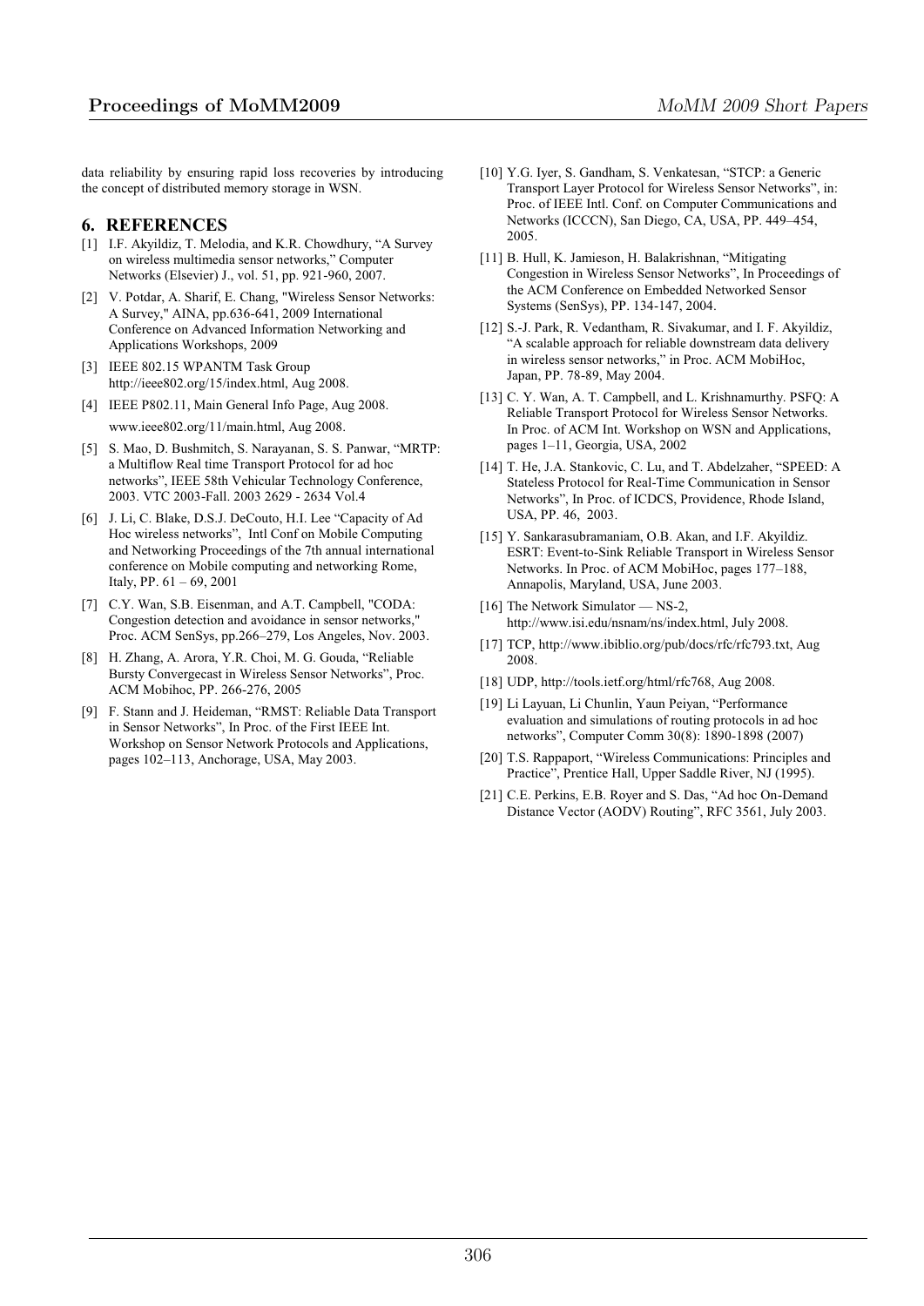data reliability by ensuring rapid loss recoveries by introducing the concept of distributed memory storage in WSN.

## 6. REFERENCES

[1] I.F. Akyildiz, T. Melodia, and K.R. Chowdhury, "A Survey on wireless multimedia sensor networks," Computer Networks (Elsevier) J., vol. 51, pp. 921-960, 2007.

[2] V. Potdar, A. Sharif, E. Chang, "Wireless Sensor Networks: A Survey," AINA, pp.636-641, 2009 International Conference on Advanced Information Networking and Applications Workshops, 2009

[3] IEEE 802.15 WPANTM Task Group http://ieee802.org/15/index.html, Aug 2008.

[4] IEEE P802.11, Main General Info Page, Aug 2008. www.ieee802.org/11/main.html, Aug 2008.

[5] S. Mao, D. Bushmitch, S. Narayanan, S. S. Panwar, "MRTP: a Multiflow Real time Transport Protocol for ad hoc networks", IEEE 58th Vehicular Technology Conference, 2003. VTC 2003-Fall. 2003 2629 - 2634 Vol.4

[6] J. Li, C. Blake, D.S.J. DeCouto, H.I. Lee "Capacity of Ad Hoc wireless networks", Intl Conf on Mobile Computing and Networking Proceedings of the 7th annual international conference on Mobile computing and networking Rome, Italy, PP. 61 – 69, 2001

[7] C.Y. Wan, S.B. Eisenman, and A.T. Campbell, "CODA: Congestion detection and avoidance in sensor networks," Proc. ACM SenSys, pp.266–279, Los Angeles, Nov. 2003.

[8] H. Zhang, A. Arora, Y.R. Choi, M. G. Gouda, "Reliable Bursty Convergecast in Wireless Sensor Networks", Proc. ACM Mobihoc, PP. 266-276, 2005

[9] F. Stann and J. Heideman, "RMST: Reliable Data Transport in Sensor Networks", In Proc. of the First IEEE Int. Workshop on Sensor Network Protocols and Applications, pages 102–113, Anchorage, USA, May 2003.

[10] Y.G. Iyer, S. Gandham, S. Venkatesan, "STCP: a Generic Transport Layer Protocol for Wireless Sensor Networks", in: Proc. of IEEE Intl. Conf. on Computer Communications and Networks (ICCCN), San Diego, CA, USA, PP. 449–454, 2005.

[11] B. Hull, K. Jamieson, H. Balakrishnan, "Mitigating Congestion in Wireless Sensor Networks", In Proceedings of the ACM Conference on Embedded Networked Sensor Systems (SenSys), PP. 134-147, 2004.

[12] S.-J. Park, R. Vedantham, R. Sivakumar, and I. F. Akyildiz, "A scalable approach for reliable downstream data delivery in wireless sensor networks," in Proc. ACM MobiHoc, Japan, PP. 78-89, May 2004.

[13] C. Y. Wan, A. T. Campbell, and L. Krishnamurthy. PSFQ: A Reliable Transport Protocol for Wireless Sensor Networks. In Proc. of ACM Int. Workshop on WSN and Applications, pages 1–11, Georgia, USA, 2002

[14] T. He, J.A. Stankovic, C. Lu, and T. Abdelzaher, "SPEED: A Stateless Protocol for Real-Time Communication in Sensor Networks", In Proc. of ICDCS, Providence, Rhode Island, USA, PP. 46, 2003.

[15] Y. Sankarasubramaniam, O.B. Akan, and I.F. Akyildiz. ESRT: Event-to-Sink Reliable Transport in Wireless Sensor Networks. In Proc. of ACM MobiHoc, pages 177–188, Annapolis, Maryland, USA, June 2003.

[16] The Network Simulator — NS-2, http://www.isi.edu/nsnam/ns/index.html, July 2008.

[17] TCP, http://www.ibiblio.org/pub/docs/rfc/rfc793.txt, Aug 2008.

[18] UDP, http://tools.ietf.org/html/rfc768, Aug 2008.

[19] Li Layuan, Li Chunlin, Yaun Peiyan, "Performance evaluation and simulations of routing protocols in ad hoc networks", Computer Comm 30(8): 1890-1898 (2007)

[20] T.S. Rappaport, "Wireless Communications: Principles and Practice", Prentice Hall, Upper Saddle River, NJ (1995).

[21] C.E. Perkins, E.B. Royer and S. Das, "Ad hoc On-Demand Distance Vector (AODV) Routing", RFC 3561, July 2003.